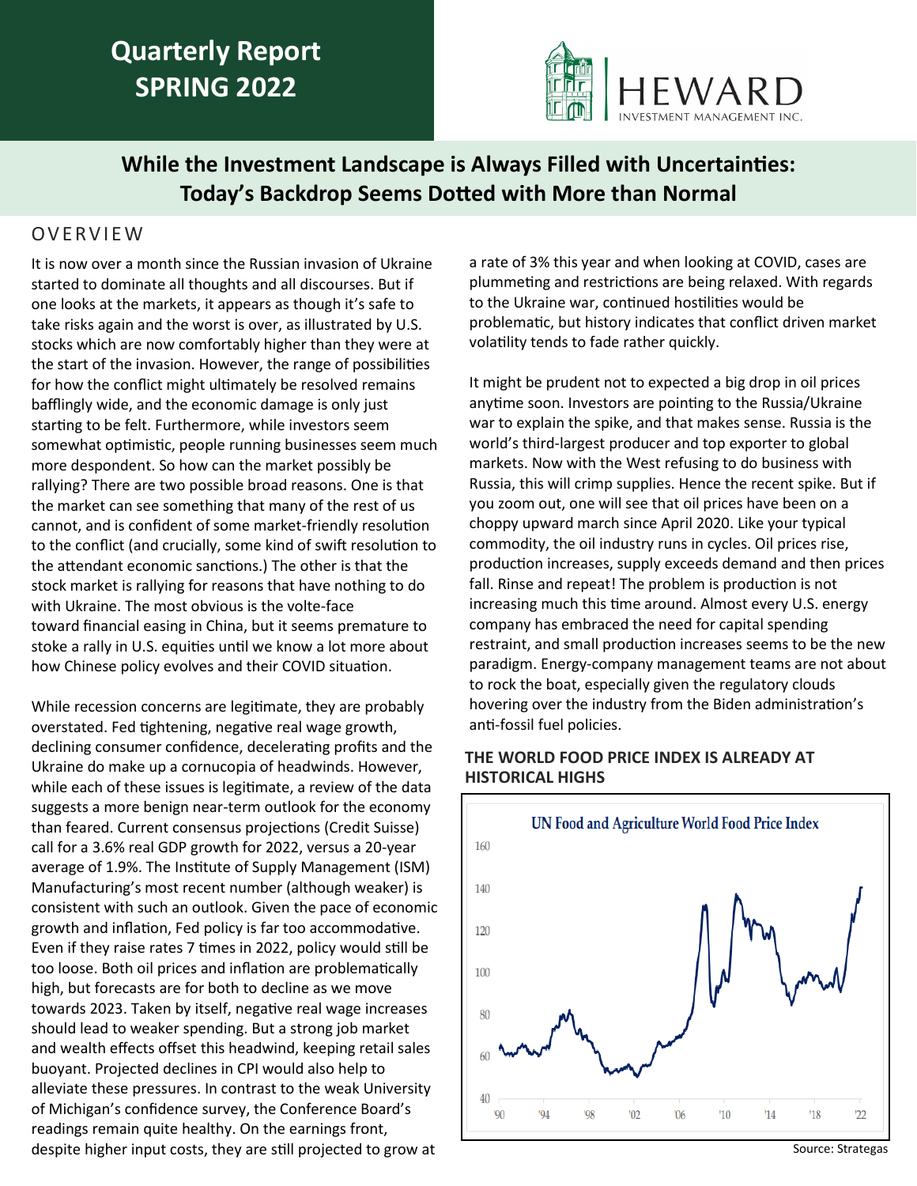# Quarterly Report SPRING 2022

HEWARD INVESTMENT MANAGEMENT INC.

## While the Investment Landscape is Always Filled with Uncertainties: Today's Backdrop Seems Dotted with More than Normal

### OVERVIEW

It is now over a month since the Russian invasion of Ukraine started to dominate all thoughts and all discourses. But if one looks at the markets, it appears as though it's safe to take risks again and the worst is over, as illustrated by U.S. stocks which are now comfortably higher than they were at the start of the invasion. However, the range of possibilities for how the conflict might ultimately be resolved remains bafflingly wide, and the economic damage is only just starting to be felt. Furthermore, while investors seem somewhat optimistic, people running businesses seem much more despondent. So how can the market possibly be rallying? There are two possible broad reasons. One is that the market can see something that many of the rest of us cannot, and is confident of some market-friendly resolution to the conflict (and crucially, some kind of swift resolution to the attendant economic sanctions.) The other is that the stock market is rallying for reasons that have nothing to do with Ukraine. The most obvious is the volte-face toward financial easing in China, but it seems premature to stoke a rally in U.S. equities until we know a lot more about how Chinese policy evolves and their COVID situation.

While recession concerns are legitimate, they are probably overstated. Fed tightening, negative real wage growth, declining consumer confidence, decelerating profits and the Ukraine do make up a cornucopia of headwinds. However, while each of these issues is legitimate, a review of the data suggests a more benign near-term outlook for the economy than feared. Current consensus projections (Credit Suisse) call for a 3.6% real GDP growth for 2022, versus a 20-year average of 1.9%. The Institute of Supply Management (ISM) Manufacturing's most recent number (although weaker) is consistent with such an outlook. Given the pace of economic growth and inflation, Fed policy is far too accommodative. Even if they raise rates 7 times in 2022, policy would still be too loose. Both oil prices and inflation are problematically high, but forecasts are for both to decline as we move towards 2023. Taken by itself, negative real wage increases should lead to weaker spending. But a strong job market and wealth effects offset this headwind, keeping retail sales buoyant. Projected declines in CPI would also help to alleviate these pressures. In contrast to the weak University of Michigan's confidence survey, the Conference Board's readings remain quite healthy. On the earnings front, despite higher input costs, they are still projected to grow at a rate of 3% this year and when looking at COVID, cases are plummeting and restrictions are being relaxed. With regards to the Ukraine war, continued hostilities would be problematic, but history indicates that conflict driven market volatility tends to fade rather quickly.

It might be prudent not to expected a big drop in oil prices anytime soon. Investors are pointing to the Russia/Ukraine war to explain the spike, and that makes sense. Russia is the world's third-largest producer and top exporter to global markets. Now with the West refusing to do business with Russia, this will crimp supplies. Hence the recent spike. But if you zoom out, one will see that oil prices have been on a choppy upward march since April 2020. Like your typical commodity, the oil industry runs in cycles. Oil prices rise, production increases, supply exceeds demand and then prices fall. Rinse and repeat! The problem is production is not increasing much this time around. Almost every U.S. energy company has embraced the need for capital spending restraint, and small production increases seems to be the new paradigm. Energy-company management teams are not about to rock the boat, especially given the regulatory clouds hovering over the industry from the Biden administration's anti-fossil fuel policies.

**THE WORLD FOOD PRICE INDEX IS ALREADY AT HISTORICAL HIGHS**

UN Food and Agriculture World Food Price Index

Source: Strategas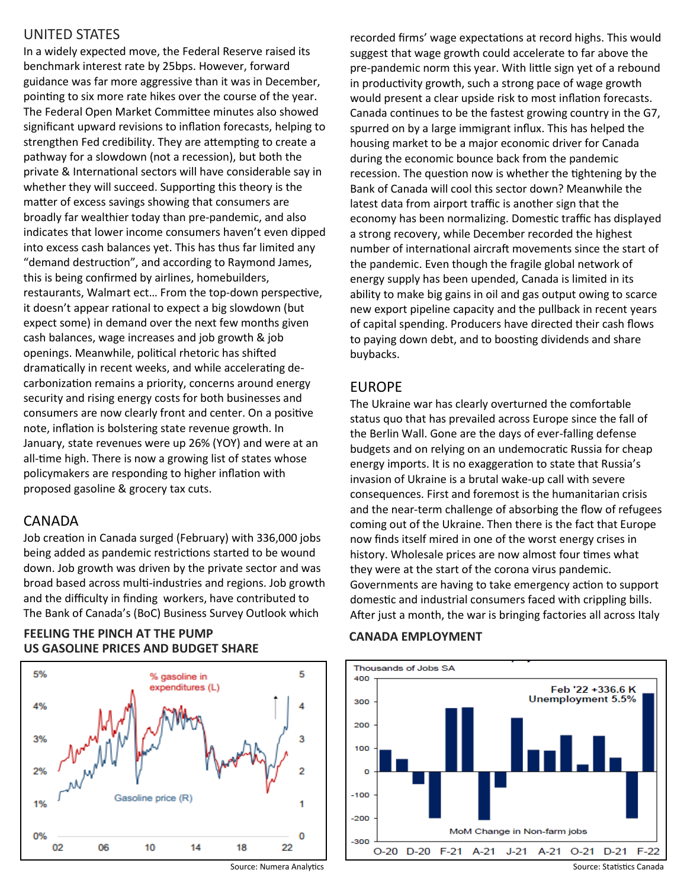## UNITED STATES

In a widely expected move, the Federal Reserve raised its benchmark interest rate by 25bps. However, forward guidance was far more aggressive than it was in December, pointing to six more rate hikes over the course of the year. The Federal Open Market Committee minutes also showed significant upward revisions to inflation forecasts, helping to strengthen Fed credibility. They are attempting to create a pathway for a slowdown (not a recession), but both the private & International sectors will have considerable say in whether they will succeed. Supporting this theory is the matter of excess savings showing that consumers are broadly far wealthier today than pre-pandemic, and also indicates that lower income consumers haven't even dipped into excess cash balances yet. This has thus far limited any "demand destruction", and according to Raymond James, this is being confirmed by airlines, homebuilders, restaurants, Walmart ect… From the top-down perspective, it doesn't appear rational to expect a big slowdown (but expect some) in demand over the next few months given cash balances, wage increases and job growth & job openings. Meanwhile, political rhetoric has shifted dramatically in recent weeks, and while accelerating de-carbonization remains a priority, concerns around energy security and rising energy costs for both businesses and consumers are now clearly front and center. On a positive note, inflation is bolstering state revenue growth. In January, state revenues were up 26% (YOY) and were at an all-time high. There is now a growing list of states whose policymakers are responding to higher inflation with proposed gasoline & grocery tax cuts.

## CANADA

Job creation in Canada surged (February) with 336,000 jobs being added as pandemic restrictions started to be wound down. Job growth was driven by the private sector and was broad based across multi-industries and regions. Job growth and the difficulty in finding workers, have contributed to The Bank of Canada's (BoC) Business Survey Outlook which recorded firms' wage expectations at record highs. This would suggest that wage growth could accelerate to far above the pre-pandemic norm this year. With little sign yet of a rebound in productivity growth, such a strong pace of wage growth would present a clear upside risk to most inflation forecasts. Canada continues to be the fastest growing country in the G7, spurred on by a large immigrant influx. This has helped the housing market to be a major economic driver for Canada during the economic bounce back from the pandemic recession. The question now is whether the tightening by the Bank of Canada will cool this sector down? Meanwhile the latest data from airport traffic is another sign that the economy has been normalizing. Domestic traffic has displayed a strong recovery, while December recorded the highest number of international aircraft movements since the start of the pandemic. Even though the fragile global network of energy supply has been upended, Canada is limited in its ability to make big gains in oil and gas output owing to scarce new export pipeline capacity and the pullback in recent years of capital spending. Producers have directed their cash flows to paying down debt, and to boosting dividends and share buybacks.

## EUROPE

The Ukraine war has clearly overturned the comfortable status quo that has prevailed across Europe since the fall of the Berlin Wall. Gone are the days of ever-falling defense budgets and on relying on an undemocratic Russia for cheap energy imports. It is no exaggeration to state that Russia's invasion of Ukraine is a brutal wake-up call with severe consequences. First and foremost is the humanitarian crisis and the near-term challenge of absorbing the flow of refugees coming out of the Ukraine. Then there is the fact that Europe now finds itself mired in one of the worst energy crises in history. Wholesale prices are now almost four times what they were at the start of the corona virus pandemic. Governments are having to take emergency action to support domestic and industrial consumers faced with crippling bills. After just a month, the war is bringing factories all across Italy

**FEELING THE PINCH AT THE PUMP**
**US GASOLINE PRICES AND BUDGET SHARE**

Source: Numera Analytics

**CANADA EMPLOYMENT**

Source: Statistics Canada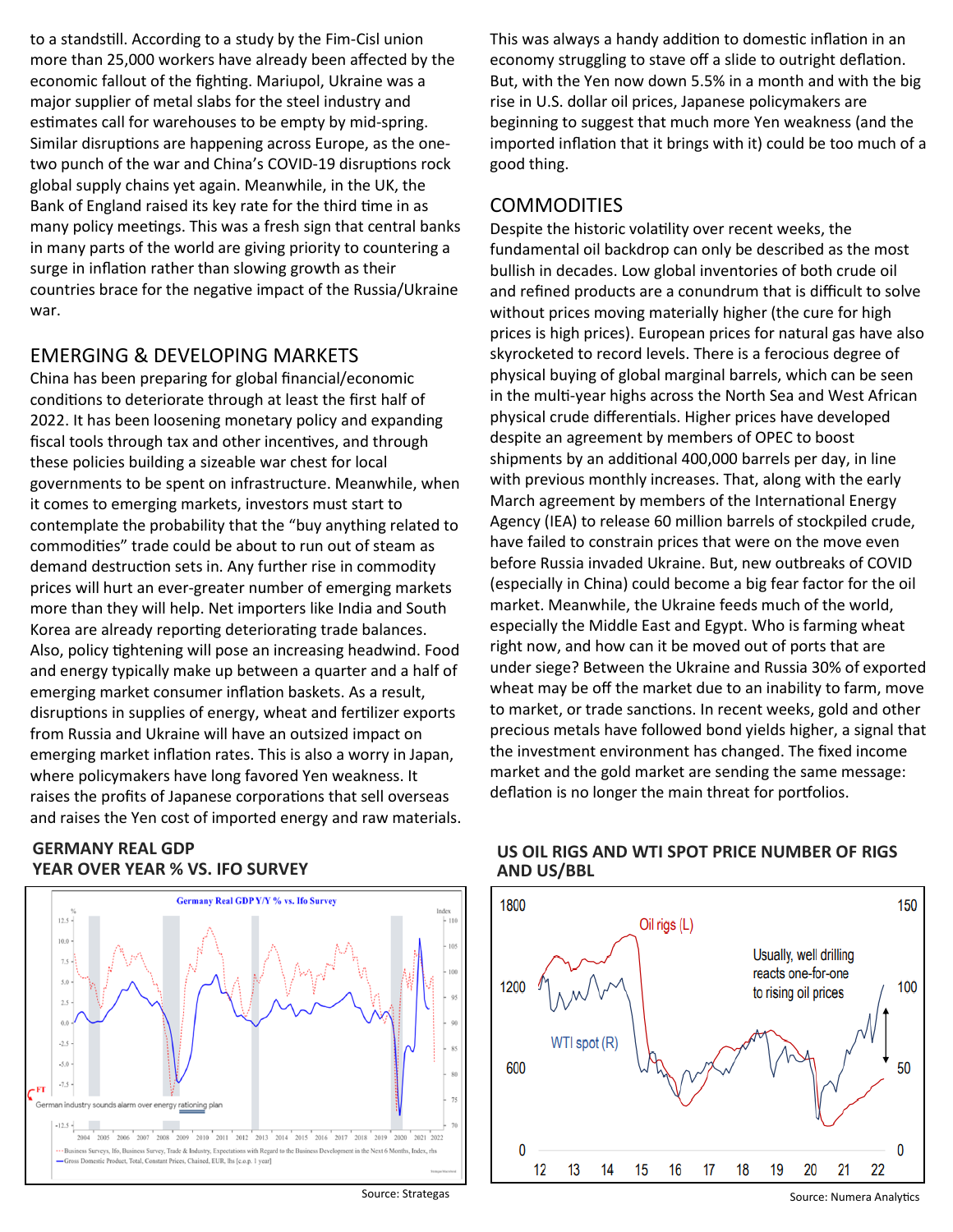to a standstill. According to a study by the Fim-Cisl union more than 25,000 workers have already been affected by the economic fallout of the fighting. Mariupol, Ukraine was a major supplier of metal slabs for the steel industry and estimates call for warehouses to be empty by mid-spring. Similar disruptions are happening across Europe, as the one-two punch of the war and China's COVID-19 disruptions rock global supply chains yet again. Meanwhile, in the UK, the Bank of England raised its key rate for the third time in as many policy meetings. This was a fresh sign that central banks in many parts of the world are giving priority to countering a surge in inflation rather than slowing growth as their countries brace for the negative impact of the Russia/Ukraine war.

## EMERGING & DEVELOPING MARKETS

China has been preparing for global financial/economic conditions to deteriorate through at least the first half of 2022. It has been loosening monetary policy and expanding fiscal tools through tax and other incentives, and through these policies building a sizeable war chest for local governments to be spent on infrastructure. Meanwhile, when it comes to emerging markets, investors must start to contemplate the probability that the "buy anything related to commodities" trade could be about to run out of steam as demand destruction sets in. Any further rise in commodity prices will hurt an ever-greater number of emerging markets more than they will help. Net importers like India and South Korea are already reporting deteriorating trade balances. Also, policy tightening will pose an increasing headwind. Food and energy typically make up between a quarter and a half of emerging market consumer inflation baskets. As a result, disruptions in supplies of energy, wheat and fertilizer exports from Russia and Ukraine will have an outsized impact on emerging market inflation rates. This is also a worry in Japan, where policymakers have long favored Yen weakness. It raises the profits of Japanese corporations that sell overseas and raises the Yen cost of imported energy and raw materials. This was always a handy addition to domestic inflation in an economy struggling to stave off a slide to outright deflation. But, with the Yen now down 5.5% in a month and with the big rise in U.S. dollar oil prices, Japanese policymakers are beginning to suggest that much more Yen weakness (and the imported inflation that it brings with it) could be too much of a good thing.

## COMMODITIES

Despite the historic volatility over recent weeks, the fundamental oil backdrop can only be described as the most bullish in decades. Low global inventories of both crude oil and refined products are a conundrum that is difficult to solve without prices moving materially higher (the cure for high prices is high prices). European prices for natural gas have also skyrocketed to record levels. There is a ferocious degree of physical buying of global marginal barrels, which can be seen in the multi-year highs across the North Sea and West African physical crude differentials. Higher prices have developed despite an agreement by members of OPEC to boost shipments by an additional 400,000 barrels per day, in line with previous monthly increases. That, along with the early March agreement by members of the International Energy Agency (IEA) to release 60 million barrels of stockpiled crude, have failed to constrain prices that were on the move even before Russia invaded Ukraine. But, new outbreaks of COVID (especially in China) could become a big fear factor for the oil market. Meanwhile, the Ukraine feeds much of the world, especially the Middle East and Egypt. Who is farming wheat right now, and how can it be moved out of ports that are under siege? Between the Ukraine and Russia 30% of exported wheat may be off the market due to an inability to farm, move to market, or trade sanctions. In recent weeks, gold and other precious metals have followed bond yields higher, a signal that the investment environment has changed. The fixed income market and the gold market are sending the same message: deflation is no longer the main threat for portfolios.

**GERMANY REAL GDP YEAR OVER YEAR % VS. IFO SURVEY**

Source: Strategas

**US OIL RIGS AND WTI SPOT PRICE NUMBER OF RIGS AND US/BBL**

Source: Numera Analytics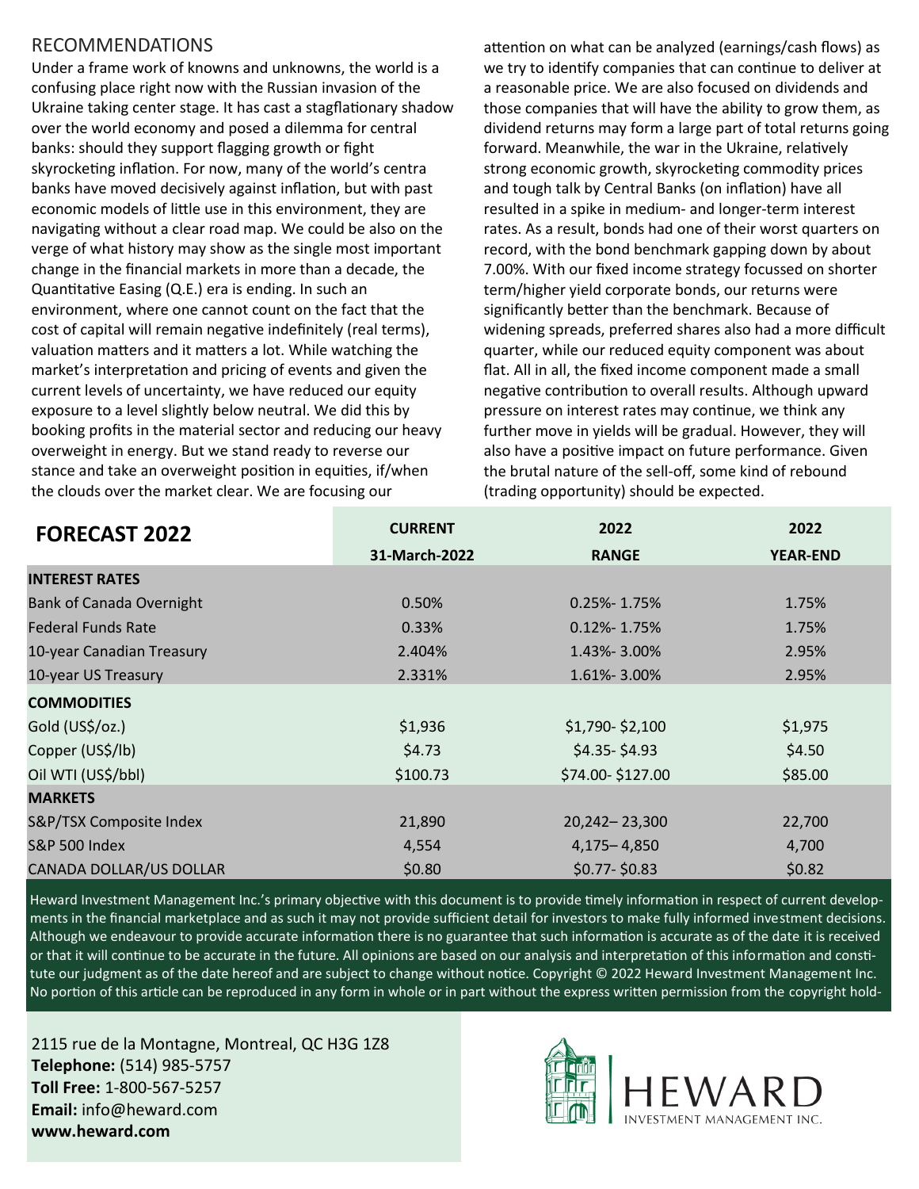## RECOMMENDATIONS

Under a frame work of knowns and unknowns, the world is a confusing place right now with the Russian invasion of the Ukraine taking center stage. It has cast a stagflationary shadow over the world economy and posed a dilemma for central banks: should they support flagging growth or fight skyrocketing inflation. For now, many of the world's centra banks have moved decisively against inflation, but with past economic models of little use in this environment, they are navigating without a clear road map. We could be also on the verge of what history may show as the single most important change in the financial markets in more than a decade, the Quantitative Easing (Q.E.) era is ending. In such an environment, where one cannot count on the fact that the cost of capital will remain negative indefinitely (real terms), valuation matters and it matters a lot. While watching the market's interpretation and pricing of events and given the current levels of uncertainty, we have reduced our equity exposure to a level slightly below neutral. We did this by booking profits in the material sector and reducing our heavy overweight in energy. But we stand ready to reverse our stance and take an overweight position in equities, if/when the clouds over the market clear. We are focusing our attention on what can be analyzed (earnings/cash flows) as we try to identify companies that can continue to deliver at a reasonable price. We are also focused on dividends and those companies that will have the ability to grow them, as dividend returns may form a large part of total returns going forward. Meanwhile, the war in the Ukraine, relatively strong economic growth, skyrocketing commodity prices and tough talk by Central Banks (on inflation) have all resulted in a spike in medium- and longer-term interest rates. As a result, bonds had one of their worst quarters on record, with the bond benchmark gapping down by about 7.00%. With our fixed income strategy focussed on shorter term/higher yield corporate bonds, our returns were significantly better than the benchmark. Because of widening spreads, preferred shares also had a more difficult quarter, while our reduced equity component was about flat. All in all, the fixed income component made a small negative contribution to overall results. Although upward pressure on interest rates may continue, we think any further move in yields will be gradual. However, they will also have a positive impact on future performance. Given the brutal nature of the sell-off, some kind of rebound (trading opportunity) should be expected.

| FORECAST 2022 | CURRENT 31-March-2022 | 2022 RANGE | 2022 YEAR-END |
|---|---|---|---|
| **INTEREST RATES** | | | |
| Bank of Canada Overnight | 0.50% | 0.25%- 1.75% | 1.75% |
| Federal Funds Rate | 0.33% | 0.12%- 1.75% | 1.75% |
| 10-year Canadian Treasury | 2.404% | 1.43%- 3.00% | 2.95% |
| 10-year US Treasury | 2.331% | 1.61%- 3.00% | 2.95% |
| **COMMODITIES** | | | |
| Gold (US$/oz.) | $1,936 | $1,790- $2,100 | $1,975 |
| Copper (US$/lb) | $4.73 | $4.35- $4.93 | $4.50 |
| Oil WTI (US$/bbl) | $100.73 | $74.00- $127.00 | $85.00 |
| **MARKETS** | | | |
| S&P/TSX Composite Index | 21,890 | 20,242– 23,300 | 22,700 |
| S&P 500 Index | 4,554 | 4,175– 4,850 | 4,700 |
| CANADA DOLLAR/US DOLLAR | $0.80 | $0.77- $0.83 | $0.82 |

Heward Investment Management Inc.'s primary objective with this document is to provide timely information in respect of current developments in the financial marketplace and as such it may not provide sufficient detail for investors to make fully informed investment decisions. Although we endeavour to provide accurate information there is no guarantee that such information is accurate as of the date it is received or that it will continue to be accurate in the future. All opinions are based on our analysis and interpretation of this information and constitute our judgment as of the date hereof and are subject to change without notice. Copyright © 2022 Heward Investment Management Inc. No portion of this article can be reproduced in any form in whole or in part without the express written permission from the copyright hold-

2115 rue de la Montagne, Montreal, QC H3G 1Z8
**Telephone:** (514) 985-5757
**Toll Free:** 1-800-567-5257
**Email:** info@heward.com
**www.heward.com**

HEWARD
INVESTMENT MANAGEMENT INC.